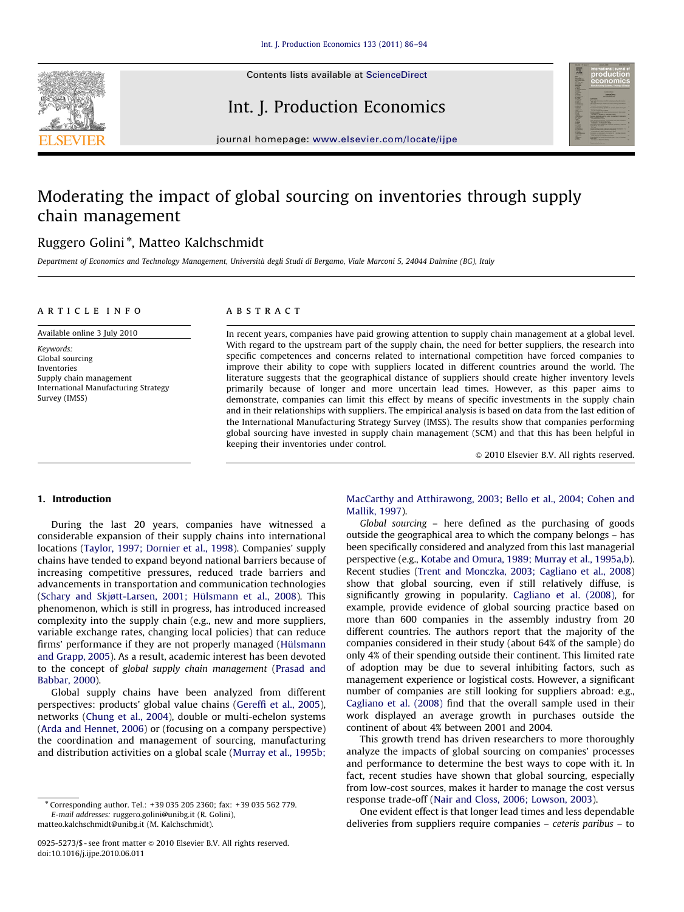# Moderating the impact of global sourcing on inventories through supply chain management

Ruggero Golini*, Matteo Kalchschmidt

*Department of Economics and Technology Management, Università degli Studi di Bergamo, Viale Marconi 5, 24044 Dalmine (BG), Italy*

## ARTICLE INFO

Available online 3 July 2010

*Keywords:*
Global sourcing
Inventories
Supply chain management
International Manufacturing Strategy Survey (IMSS)

## ABSTRACT

In recent years, companies have paid growing attention to supply chain management at a global level. With regard to the upstream part of the supply chain, the need for better suppliers, the research into specific competences and concerns related to international competition have forced companies to improve their ability to cope with suppliers located in different countries around the world. The literature suggests that the geographical distance of suppliers should create higher inventory levels primarily because of longer and more uncertain lead times. However, as this paper aims to demonstrate, companies can limit this effect by means of specific investments in the supply chain and in their relationships with suppliers. The empirical analysis is based on data from the last edition of the International Manufacturing Strategy Survey (IMSS). The results show that companies performing global sourcing have invested in supply chain management (SCM) and that this has been helpful in keeping their inventories under control.

© 2010 Elsevier B.V. All rights reserved.

## 1. Introduction

During the last 20 years, companies have witnessed a considerable expansion of their supply chains into international locations (Taylor, 1997; Dornier et al., 1998). Companies' supply chains have tended to expand beyond national barriers because of increasing competitive pressures, reduced trade barriers and advancements in transportation and communication technologies (Schary and Skjøtt-Larsen, 2001; Hülsmann et al., 2008). This phenomenon, which is still in progress, has introduced increased complexity into the supply chain (e.g., new and more suppliers, variable exchange rates, changing local policies) that can reduce firms' performance if they are not properly managed (Hülsmann and Grapp, 2005). As a result, academic interest has been devoted to the concept of *global supply chain management* (Prasad and Babbar, 2000).

Global supply chains have been analyzed from different perspectives: products' global value chains (Gereffi et al., 2005), networks (Chung et al., 2004), double or multi-echelon systems (Arda and Hennet, 2006) or (focusing on a company perspective) the coordination and management of sourcing, manufacturing and distribution activities on a global scale (Murray et al., 1995b; MacCarthy and Atthirawong, 2003; Bello et al., 2004; Cohen and Mallik, 1997).

*Global sourcing* – here defined as the purchasing of goods outside the geographical area to which the company belongs – has been specifically considered and analyzed from this last managerial perspective (e.g., Kotabe and Omura, 1989; Murray et al., 1995a,b). Recent studies (Trent and Monczka, 2003; Cagliano et al., 2008) show that global sourcing, even if still relatively diffuse, is significantly growing in popularity. Cagliano et al. (2008), for example, provide evidence of global sourcing practice based on more than 600 companies in the assembly industry from 20 different countries. The authors report that the majority of the companies considered in their study (about 64% of the sample) do only 4% of their spending outside their continent. This limited rate of adoption may be due to several inhibiting factors, such as management experience or logistical costs. However, a significant number of companies are still looking for suppliers abroad: e.g., Cagliano et al. (2008) find that the overall sample used in their work displayed an average growth in purchases outside the continent of about 4% between 2001 and 2004.

This growth trend has driven researchers to more thoroughly analyze the impacts of global sourcing on companies' processes and performance to determine the best ways to cope with it. In fact, recent studies have shown that global sourcing, especially from low-cost sources, makes it harder to manage the cost versus response trade-off (Nair and Closs, 2006; Lowson, 2003).

One evident effect is that longer lead times and less dependable deliveries from suppliers require companies – *ceteris paribus* – to

---

* Corresponding author. Tel.: +39 035 205 2360; fax: +39 035 562 779.
*E-mail addresses:* ruggero.golini@unibg.it (R. Golini), matteo.kalchschmidt@unibg.it (M. Kalchschmidt).

0925-5273/$ - see front matter © 2010 Elsevier B.V. All rights reserved.
doi:10.1016/j.ijpe.2010.06.011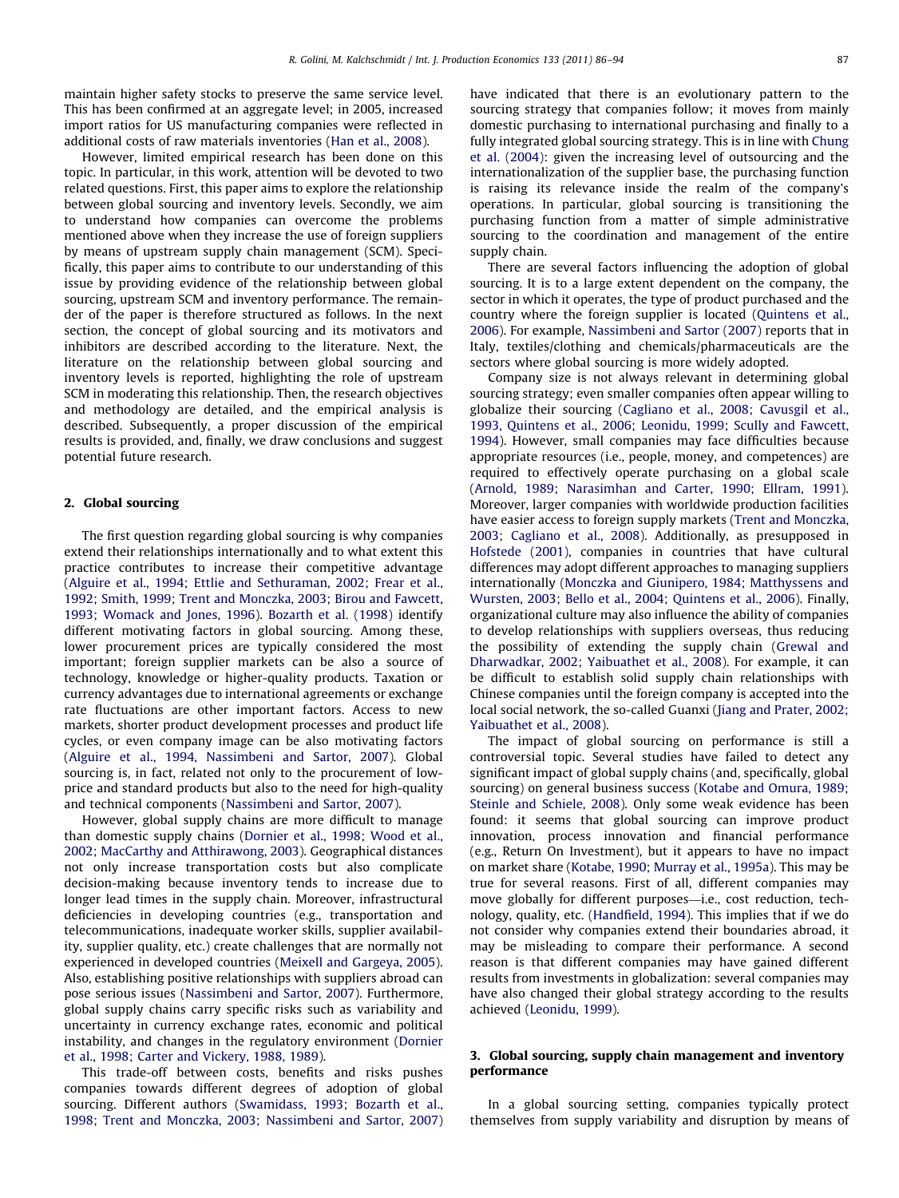maintain higher safety stocks to preserve the same service level. This has been confirmed at an aggregate level; in 2005, increased import ratios for US manufacturing companies were reflected in additional costs of raw materials inventories (Han et al., 2008).

However, limited empirical research has been done on this topic. In particular, in this work, attention will be devoted to two related questions. First, this paper aims to explore the relationship between global sourcing and inventory levels. Secondly, we aim to understand how companies can overcome the problems mentioned above when they increase the use of foreign suppliers by means of upstream supply chain management (SCM). Specifically, this paper aims to contribute to our understanding of this issue by providing evidence of the relationship between global sourcing, upstream SCM and inventory performance. The remainder of the paper is therefore structured as follows. In the next section, the concept of global sourcing and its motivators and inhibitors are described according to the literature. Next, the literature on the relationship between global sourcing and inventory levels is reported, highlighting the role of upstream SCM in moderating this relationship. Then, the research objectives and methodology are detailed, and the empirical analysis is described. Subsequently, a proper discussion of the empirical results is provided, and, finally, we draw conclusions and suggest potential future research.

## 2. Global sourcing

The first question regarding global sourcing is why companies extend their relationships internationally and to what extent this practice contributes to increase their competitive advantage (Alguire et al., 1994; Ettlie and Sethuraman, 2002; Frear et al., 1992; Smith, 1999; Trent and Monczka, 2003; Birou and Fawcett, 1993; Womack and Jones, 1996). Bozarth et al. (1998) identify different motivating factors in global sourcing. Among these, lower procurement prices are typically considered the most important; foreign supplier markets can be also a source of technology, knowledge or higher-quality products. Taxation or currency advantages due to international agreements or exchange rate fluctuations are other important factors. Access to new markets, shorter product development processes and product life cycles, or even company image can be also motivating factors (Alguire et al., 1994, Nassimbeni and Sartor, 2007). Global sourcing is, in fact, related not only to the procurement of low-price and standard products but also to the need for high-quality and technical components (Nassimbeni and Sartor, 2007).

However, global supply chains are more difficult to manage than domestic supply chains (Dornier et al., 1998; Wood et al., 2002; MacCarthy and Atthirawong, 2003). Geographical distances not only increase transportation costs but also complicate decision-making because inventory tends to increase due to longer lead times in the supply chain. Moreover, infrastructural deficiencies in developing countries (e.g., transportation and telecommunications, inadequate worker skills, supplier availability, supplier quality, etc.) create challenges that are normally not experienced in developed countries (Meixell and Gargeya, 2005). Also, establishing positive relationships with suppliers abroad can pose serious issues (Nassimbeni and Sartor, 2007). Furthermore, global supply chains carry specific risks such as variability and uncertainty in currency exchange rates, economic and political instability, and changes in the regulatory environment (Dornier et al., 1998; Carter and Vickery, 1988, 1989).

This trade-off between costs, benefits and risks pushes companies towards different degrees of adoption of global sourcing. Different authors (Swamidass, 1993; Bozarth et al., 1998; Trent and Monczka, 2003; Nassimbeni and Sartor, 2007) have indicated that there is an evolutionary pattern to the sourcing strategy that companies follow; it moves from mainly domestic purchasing to international purchasing and finally to a fully integrated global sourcing strategy. This is in line with Chung et al. (2004): given the increasing level of outsourcing and the internationalization of the supplier base, the purchasing function is raising its relevance inside the realm of the company's operations. In particular, global sourcing is transitioning the purchasing function from a matter of simple administrative sourcing to the coordination and management of the entire supply chain.

There are several factors influencing the adoption of global sourcing. It is to a large extent dependent on the company, the sector in which it operates, the type of product purchased and the country where the foreign supplier is located (Quintens et al., 2006). For example, Nassimbeni and Sartor (2007) reports that in Italy, textiles/clothing and chemicals/pharmaceuticals are the sectors where global sourcing is more widely adopted.

Company size is not always relevant in determining global sourcing strategy; even smaller companies often appear willing to globalize their sourcing (Cagliano et al., 2008; Cavusgil et al., 1993, Quintens et al., 2006; Leonidu, 1999; Scully and Fawcett, 1994). However, small companies may face difficulties because appropriate resources (i.e., people, money, and competences) are required to effectively operate purchasing on a global scale (Arnold, 1989; Narasimhan and Carter, 1990; Ellram, 1991). Moreover, larger companies with worldwide production facilities have easier access to foreign supply markets (Trent and Monczka, 2003; Cagliano et al., 2008). Additionally, as presupposed in Hofstede (2001), companies in countries that have cultural differences may adopt different approaches to managing suppliers internationally (Monczka and Giunipero, 1984; Matthyssens and Wursten, 2003; Bello et al., 2004; Quintens et al., 2006). Finally, organizational culture may also influence the ability of companies to develop relationships with suppliers overseas, thus reducing the possibility of extending the supply chain (Grewal and Dharwadkar, 2002; Yaibuathet et al., 2008). For example, it can be difficult to establish solid supply chain relationships with Chinese companies until the foreign company is accepted into the local social network, the so-called Guanxi (Jiang and Prater, 2002; Yaibuathet et al., 2008).

The impact of global sourcing on performance is still a controversial topic. Several studies have failed to detect any significant impact of global supply chains (and, specifically, global sourcing) on general business success (Kotabe and Omura, 1989; Steinle and Schiele, 2008). Only some weak evidence has been found: it seems that global sourcing can improve product innovation, process innovation and financial performance (e.g., Return On Investment), but it appears to have no impact on market share (Kotabe, 1990; Murray et al., 1995a). This may be true for several reasons. First of all, different companies may move globally for different purposes—i.e., cost reduction, technology, quality, etc. (Handfield, 1994). This implies that if we do not consider why companies extend their boundaries abroad, it may be misleading to compare their performance. A second reason is that different companies may have gained different results from investments in globalization: several companies may have also changed their global strategy according to the results achieved (Leonidu, 1999).

## 3. Global sourcing, supply chain management and inventory performance

In a global sourcing setting, companies typically protect themselves from supply variability and disruption by means of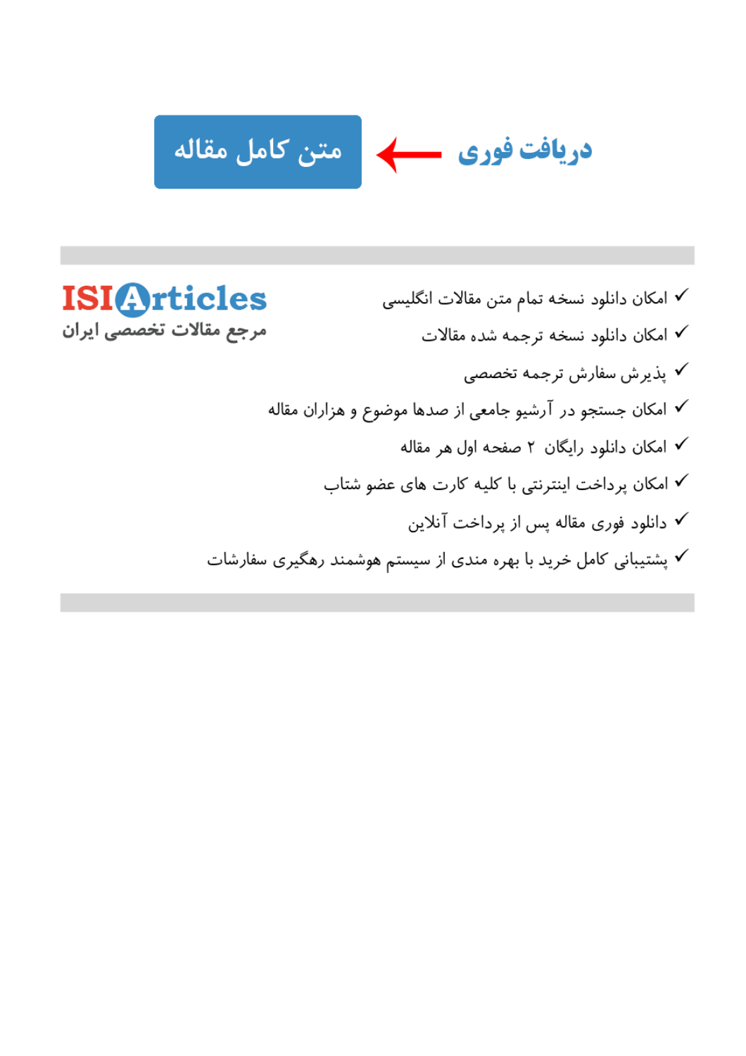دریافت فوری ← متن کامل مقاله

**ISIArticles**
مرجع مقالات تخصصی ایران

- ✓ امکان دانلود نسخه تمام متن مقالات انگلیسی
- ✓ امکان دانلود نسخه ترجمه شده مقالات
- ✓ پذیرش سفارش ترجمه تخصصی
- ✓ امکان جستجو در آرشیو جامعی از صدها موضوع و هزاران مقاله
- ✓ امکان دانلود رایگان ۲ صفحه اول هر مقاله
- ✓ امکان پرداخت اینترنتی با کلیه کارت های عضو شتاب
- ✓ دانلود فوری مقاله پس از پرداخت آنلاین
- ✓ پشتیبانی کامل خرید با بهره مندی از سیستم هوشمند رهگیری سفارشات